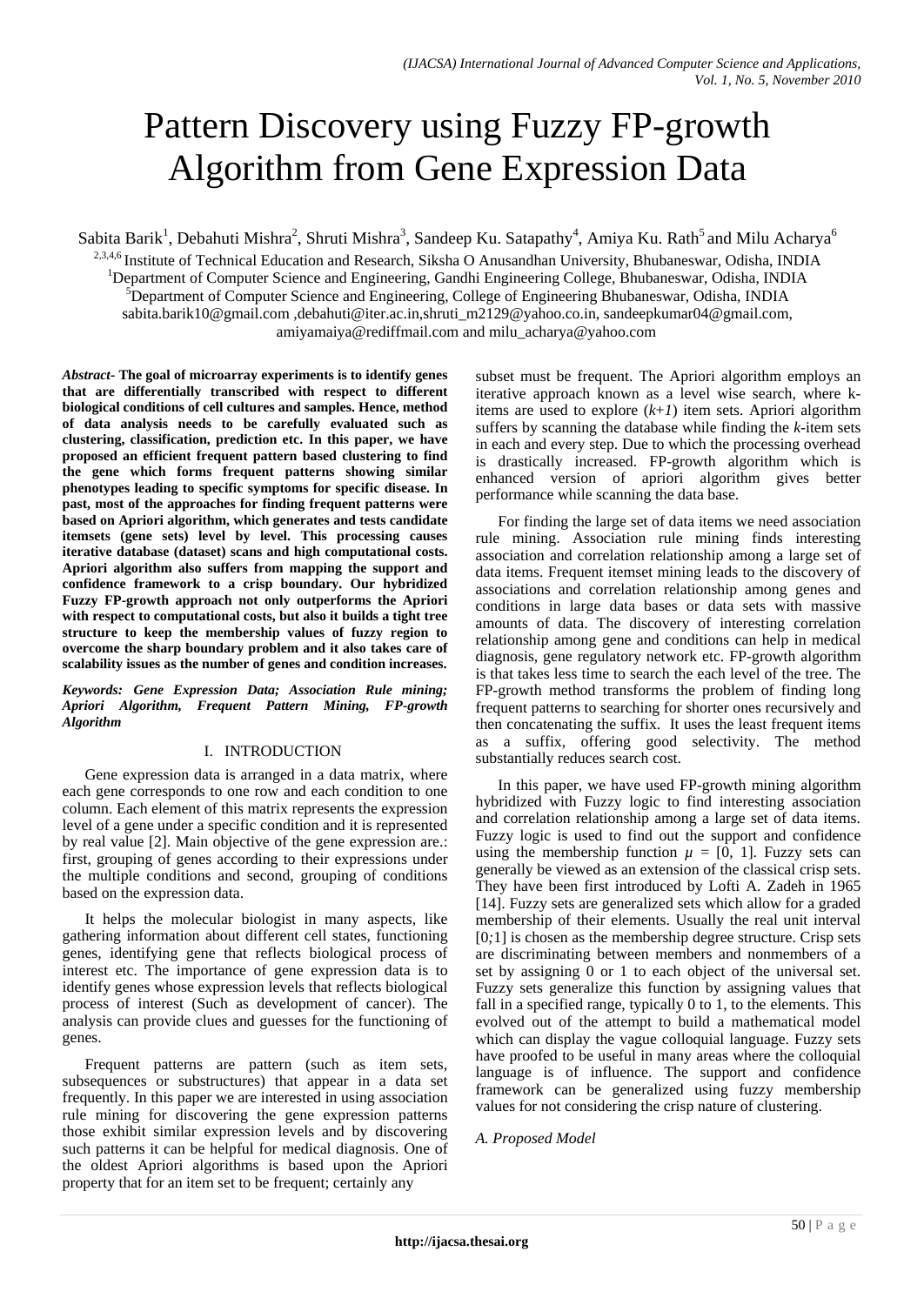# Pattern Discovery using Fuzzy FP-growth Algorithm from Gene Expression Data

Sabita Barik[1], Debahuti Mishra[2], Shruti Mishra[3], Sandeep Ku. Satapathy[4], Amiya Ku. Rath[5] and Milu Acharya[6]

[2,3,4,6] Institute of Technical Education and Research, Siksha O Anusandhan University, Bhubaneswar, Odisha, INDIA
[1]Department of Computer Science and Engineering, Gandhi Engineering College, Bhubaneswar, Odisha, INDIA
[5]Department of Computer Science and Engineering, College of Engineering Bhubaneswar, Odisha, INDIA
sabita.barik10@gmail.com ,debahuti@iter.ac.in,shruti_m2129@yahoo.co.in, sandeepkumar04@gmail.com, amiyamaiya@rediffmail.com and milu_acharya@yahoo.com

***Abstract*- The goal of microarray experiments is to identify genes that are differentially transcribed with respect to different biological conditions of cell cultures and samples. Hence, method of data analysis needs to be carefully evaluated such as clustering, classification, prediction etc. In this paper, we have proposed an efficient frequent pattern based clustering to find the gene which forms frequent patterns showing similar phenotypes leading to specific symptoms for specific disease. In past, most of the approaches for finding frequent patterns were based on Apriori algorithm, which generates and tests candidate itemsets (gene sets) level by level. This processing causes iterative database (dataset) scans and high computational costs. Apriori algorithm also suffers from mapping the support and confidence framework to a crisp boundary. Our hybridized Fuzzy FP-growth approach not only outperforms the Apriori with respect to computational costs, but also it builds a tight tree structure to keep the membership values of fuzzy region to overcome the sharp boundary problem and it also takes care of scalability issues as the number of genes and condition increases.**

***Keywords: Gene Expression Data; Association Rule mining; Apriori Algorithm, Frequent Pattern Mining, FP-growth Algorithm***

## I. INTRODUCTION

Gene expression data is arranged in a data matrix, where each gene corresponds to one row and each condition to one column. Each element of this matrix represents the expression level of a gene under a specific condition and it is represented by real value [2]. Main objective of the gene expression are.: first, grouping of genes according to their expressions under the multiple conditions and second, grouping of conditions based on the expression data.

It helps the molecular biologist in many aspects, like gathering information about different cell states, functioning genes, identifying gene that reflects biological process of interest etc. The importance of gene expression data is to identify genes whose expression levels that reflects biological process of interest (Such as development of cancer). The analysis can provide clues and guesses for the functioning of genes.

Frequent patterns are pattern (such as item sets, subsequences or substructures) that appear in a data set frequently. In this paper we are interested in using association rule mining for discovering the gene expression patterns those exhibit similar expression levels and by discovering such patterns it can be helpful for medical diagnosis. One of the oldest Apriori algorithms is based upon the Apriori property that for an item set to be frequent; certainly any subset must be frequent. The Apriori algorithm employs an iterative approach known as a level wise search, where k-items are used to explore (*k+1*) item sets. Apriori algorithm suffers by scanning the database while finding the *k*-item sets in each and every step. Due to which the processing overhead is drastically increased. FP-growth algorithm which is enhanced version of apriori algorithm gives better performance while scanning the data base.

For finding the large set of data items we need association rule mining. Association rule mining finds interesting association and correlation relationship among a large set of data items. Frequent itemset mining leads to the discovery of associations and correlation relationship among genes and conditions in large data bases or data sets with massive amounts of data. The discovery of interesting correlation relationship among gene and conditions can help in medical diagnosis, gene regulatory network etc. FP-growth algorithm is that takes less time to search the each level of the tree. The FP-growth method transforms the problem of finding long frequent patterns to searching for shorter ones recursively and then concatenating the suffix. It uses the least frequent items as a suffix, offering good selectivity. The method substantially reduces search cost.

In this paper, we have used FP-growth mining algorithm hybridized with Fuzzy logic to find interesting association and correlation relationship among a large set of data items. Fuzzy logic is used to find out the support and confidence using the membership function $\mu = [0, 1]$. Fuzzy sets can generally be viewed as an extension of the classical crisp sets. They have been first introduced by Lofti A. Zadeh in 1965 [14]. Fuzzy sets are generalized sets which allow for a graded membership of their elements. Usually the real unit interval $[0;1]$ is chosen as the membership degree structure. Crisp sets are discriminating between members and nonmembers of a set by assigning 0 or 1 to each object of the universal set. Fuzzy sets generalize this function by assigning values that fall in a specified range, typically 0 to 1, to the elements. This evolved out of the attempt to build a mathematical model which can display the vague colloquial language. Fuzzy sets have proofed to be useful in many areas where the colloquial language is of influence. The support and confidence framework can be generalized using fuzzy membership values for not considering the crisp nature of clustering.

### *A. Proposed Model*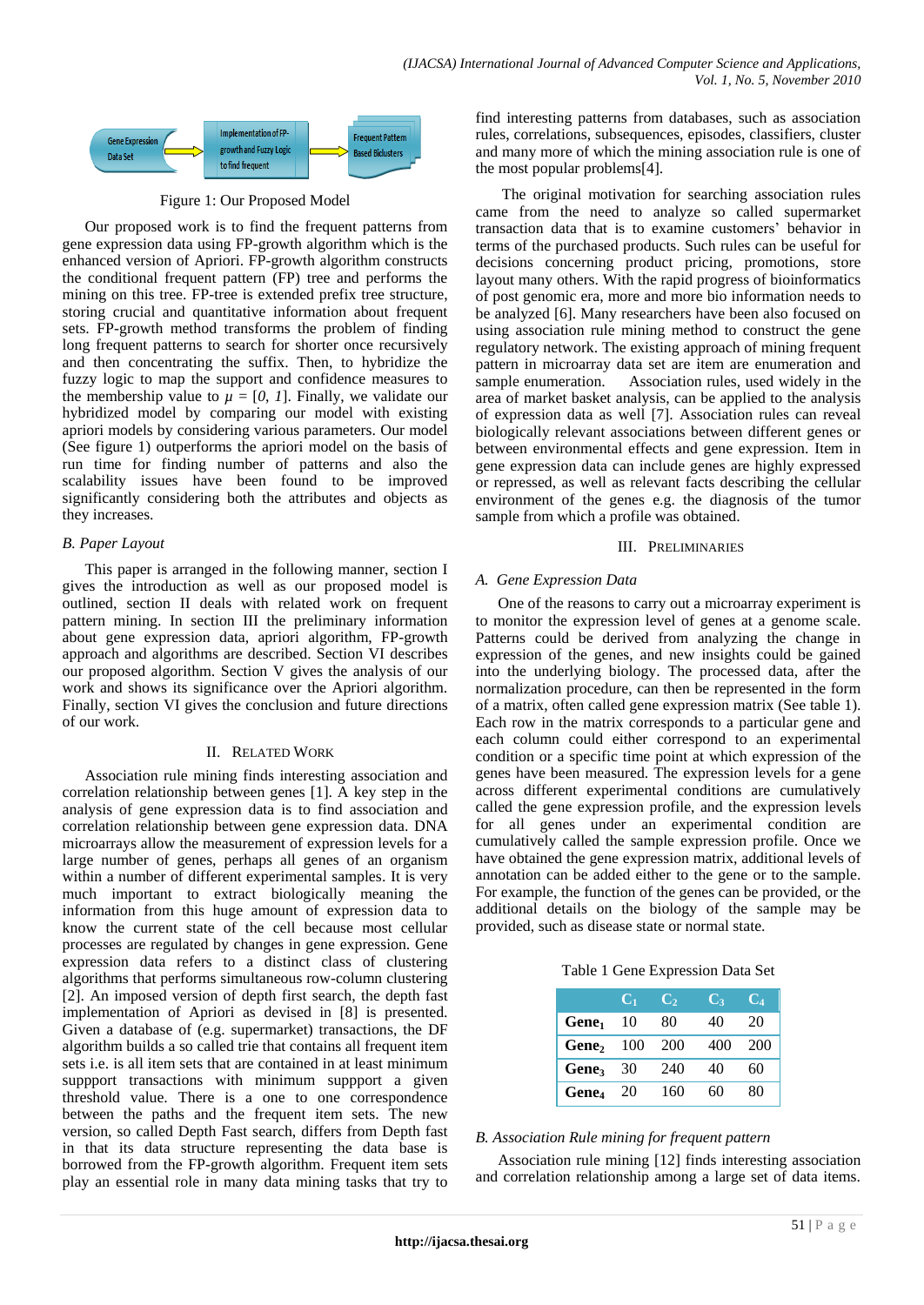Figure 1: Our Proposed Model

Our proposed work is to find the frequent patterns from gene expression data using FP-growth algorithm which is the enhanced version of Apriori. FP-growth algorithm constructs the conditional frequent pattern (FP) tree and performs the mining on this tree. FP-tree is extended prefix tree structure, storing crucial and quantitative information about frequent sets. FP-growth method transforms the problem of finding long frequent patterns to search for shorter once recursively and then concentrating the suffix. Then, to hybridize the fuzzy logic to map the support and confidence measures to the membership value to $\mu = [0, 1]$. Finally, we validate our hybridized model by comparing our model with existing apriori models by considering various parameters. Our model (See figure 1) outperforms the apriori model on the basis of run time for finding number of patterns and also the scalability issues have been found to be improved significantly considering both the attributes and objects as they increases.

### *B. Paper Layout*

This paper is arranged in the following manner, section I gives the introduction as well as our proposed model is outlined, section II deals with related work on frequent pattern mining. In section III the preliminary information about gene expression data, apriori algorithm, FP-growth approach and algorithms are described. Section VI describes our proposed algorithm. Section V gives the analysis of our work and shows its significance over the Apriori algorithm. Finally, section VI gives the conclusion and future directions of our work.

## II. Related Work

Association rule mining finds interesting association and correlation relationship between genes [1]. A key step in the analysis of gene expression data is to find association and correlation relationship between gene expression data. DNA microarrays allow the measurement of expression levels for a large number of genes, perhaps all genes of an organism within a number of different experimental samples. It is very much important to extract biologically meaning the information from this huge amount of expression data to know the current state of the cell because most cellular processes are regulated by changes in gene expression. Gene expression data refers to a distinct class of clustering algorithms that performs simultaneous row-column clustering [2]. An imposed version of depth first search, the depth fast implementation of Apriori as devised in [8] is presented. Given a database of (e.g. supermarket) transactions, the DF algorithm builds a so called trie that contains all frequent item sets i.e. is all item sets that are contained in at least minimum suppport transactions with minimum suppport a given threshold value. There is a one to one correspondence between the paths and the frequent item sets. The new version, so called Depth Fast search, differs from Depth fast in that its data structure representing the data base is borrowed from the FP-growth algorithm. Frequent item sets play an essential role in many data mining tasks that try to find interesting patterns from databases, such as association rules, correlations, subsequences, episodes, classifiers, cluster and many more of which the mining association rule is one of the most popular problems[4].

The original motivation for searching association rules came from the need to analyze so called supermarket transaction data that is to examine customers' behavior in terms of the purchased products. Such rules can be useful for decisions concerning product pricing, promotions, store layout many others. With the rapid progress of bioinformatics of post genomic era, more and more bio information needs to be analyzed [6]. Many researchers have been also focused on using association rule mining method to construct the gene regulatory network. The existing approach of mining frequent pattern in microarray data set are item are enumeration and sample enumeration. Association rules, used widely in the area of market basket analysis, can be applied to the analysis of expression data as well [7]. Association rules can reveal biologically relevant associations between different genes or between environmental effects and gene expression. Item in gene expression data can include genes are highly expressed or repressed, as well as relevant facts describing the cellular environment of the genes e.g. the diagnosis of the tumor sample from which a profile was obtained.

## III. Preliminaries

### *A. Gene Expression Data*

One of the reasons to carry out a microarray experiment is to monitor the expression level of genes at a genome scale. Patterns could be derived from analyzing the change in expression of the genes, and new insights could be gained into the underlying biology. The processed data, after the normalization procedure, can then be represented in the form of a matrix, often called gene expression matrix (See table 1). Each row in the matrix corresponds to a particular gene and each column could either correspond to an experimental condition or a specific time point at which expression of the genes have been measured. The expression levels for a gene across different experimental conditions are cumulatively called the gene expression profile, and the expression levels for all genes under an experimental condition are cumulatively called the sample expression profile. Once we have obtained the gene expression matrix, additional levels of annotation can be added either to the gene or to the sample. For example, the function of the genes can be provided, or the additional details on the biology of the sample may be provided, such as disease state or normal state.

Table 1 Gene Expression Data Set

| | $C_1$ | $C_2$ | $C_3$ | $C_4$ |
|---|---|---|---|---|
| **$Gene_1$** | 10 | 80 | 40 | 20 |
| **$Gene_2$** | 100 | 200 | 400 | 200 |
| **$Gene_3$** | 30 | 240 | 40 | 60 |
| **$Gene_4$** | 20 | 160 | 60 | 80 |

### *B. Association Rule mining for frequent pattern*

Association rule mining [12] finds interesting association and correlation relationship among a large set of data items.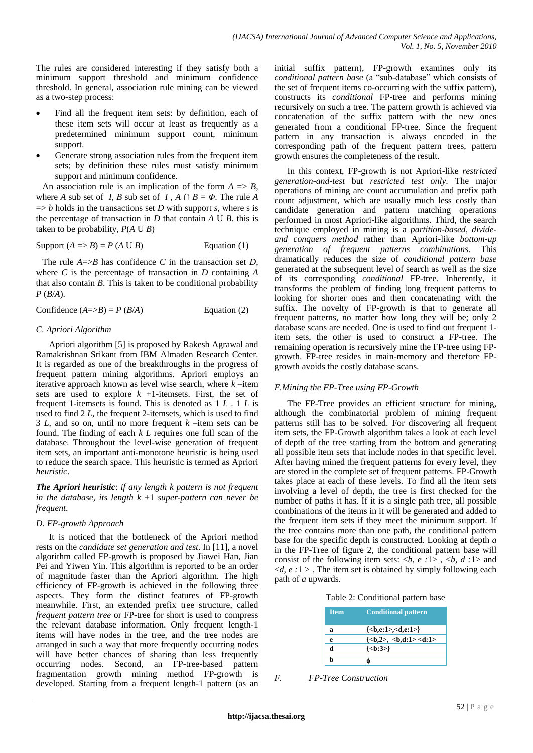The rules are considered interesting if they satisfy both a minimum support threshold and minimum confidence threshold. In general, association rule mining can be viewed as a two-step process:

- Find all the frequent item sets: by definition, each of these item sets will occur at least as frequently as a predetermined minimum support count, minimum support.
- Generate strong association rules from the frequent item sets; by definition these rules must satisfy minimum support and minimum confidence.

An association rule is an implication of the form $A \Rightarrow B$, where $A$ sub set of $I$, $B$ sub set of $I$, $A \cap B = \Phi$. The rule $A \Rightarrow b$ holds in the transactions set $D$ with support $s$, where s is the percentage of transaction in $D$ that contain $A \cup B$. this is taken to be probability, $P(A \cup B)$

$$\text{Support } (A \Rightarrow B) = P(A \cup B) \qquad \text{Equation (1)}$$

The rule $A \Rightarrow B$ has confidence $C$ in the transaction set $D$, where $C$ is the percentage of transaction in $D$ containing $A$ that also contain $B$. This is taken to be conditional probability $P(B/A)$.

$$\text{Confidence } (A \Rightarrow B) = P(B/A) \qquad \text{Equation (2)}$$

### C. Apriori Algorithm

Apriori algorithm [5] is proposed by Rakesh Agrawal and Ramakrishnan Srikant from IBM Almaden Research Center. It is regarded as one of the breakthroughs in the progress of frequent pattern mining algorithms. Apriori employs an iterative approach known as level wise search, where $k$ –item sets are used to explore $k$ +1-itemsets. First, the set of frequent 1-itemsets is found. This is denoted as $L_1$. $L_1$ is used to find $L_2$, the frequent 2-itemsets, which is used to find $L_3$, and so on, until no more frequent $k$ –item sets can be found. The finding of each $L_k$ requires one full scan of the database. Throughout the level-wise generation of frequent item sets, an important anti-monotone heuristic is being used to reduce the search space. This heuristic is termed as Apriori *heuristic*.

***The Apriori heuristic***: *if any length k pattern is not frequent in the database, its length k +1 super-pattern can never be frequent*.

### D. FP-growth Approach

It is noticed that the bottleneck of the Apriori method rests on the *candidate set generation and test*. In [11], a novel algorithm called FP-growth is proposed by Jiawei Han, Jian Pei and Yiwen Yin. This algorithm is reported to be an order of magnitude faster than the Apriori algorithm. The high efficiency of FP-growth is achieved in the following three aspects. They form the distinct features of FP-growth meanwhile. First, an extended prefix tree structure, called *frequent pattern tree* or FP-tree for short is used to compress the relevant database information. Only frequent length-1 items will have nodes in the tree, and the tree nodes are arranged in such a way that more frequently occurring nodes will have better chances of sharing than less frequently occurring nodes. Second, an FP-tree-based pattern fragmentation growth mining method FP-growth is developed. Starting from a frequent length-1 pattern (as an initial suffix pattern), FP-growth examines only its *conditional pattern base* (a "sub-database" which consists of the set of frequent items co-occurring with the suffix pattern), constructs its *conditional* FP-tree and performs mining recursively on such a tree. The pattern growth is achieved via concatenation of the suffix pattern with the new ones generated from a conditional FP-tree. Since the frequent pattern in any transaction is always encoded in the corresponding path of the frequent pattern trees, pattern growth ensures the completeness of the result.

In this context, FP-growth is not Apriori-like *restricted generation-and-test* but *restricted test only*. The major operations of mining are count accumulation and prefix path count adjustment, which are usually much less costly than candidate generation and pattern matching operations performed in most Apriori-like algorithms. Third, the search technique employed in mining is a *partition-based, divide-and conquers method* rather than Apriori-like *bottom-up generation of frequent patterns combinations*. This dramatically reduces the size of *conditional pattern base* generated at the subsequent level of search as well as the size of its corresponding *conditional* FP-tree. Inherently, it transforms the problem of finding long frequent patterns to looking for shorter ones and then concatenating with the suffix. The novelty of FP-growth is that to generate all frequent patterns, no matter how long they will be; only 2 database scans are needed. One is used to find out frequent 1-item sets, the other is used to construct a FP-tree. The remaining operation is recursively mine the FP-tree using FP-growth. FP-tree resides in main-memory and therefore FP-growth avoids the costly database scans.

### E. Mining the FP-Tree using FP-Growth

The FP-Tree provides an efficient structure for mining, although the combinatorial problem of mining frequent patterns still has to be solved. For discovering all frequent item sets, the FP-Growth algorithm takes a look at each level of depth of the tree starting from the bottom and generating all possible item sets that include nodes in that specific level. After having mined the frequent patterns for every level, they are stored in the complete set of frequent patterns. FP-Growth takes place at each of these levels. To find all the item sets involving a level of depth, the tree is first checked for the number of paths it has. If it is a single path tree, all possible combinations of the items in it will be generated and added to the frequent item sets if they meet the minimum support. If the tree contains more than one path, the conditional pattern base for the specific depth is constructed. Looking at depth *a* in the FP-Tree of figure 2, the conditional pattern base will consist of the following item sets: <*b*, *e* :1> , <*b*, *d* :1> and <*d*, *e* :1 > . The item set is obtained by simply following each path of *a* upwards.

Table 2: Conditional pattern base

| Item | Conditional pattern |
|---|---|
| a | {<b,e:1>,<d,e:1>} |
| e | {<b,2>, <b,d:1> <d:1> |
| d | {<b:3>} |
| b | ϕ |

### F. FP-Tree Construction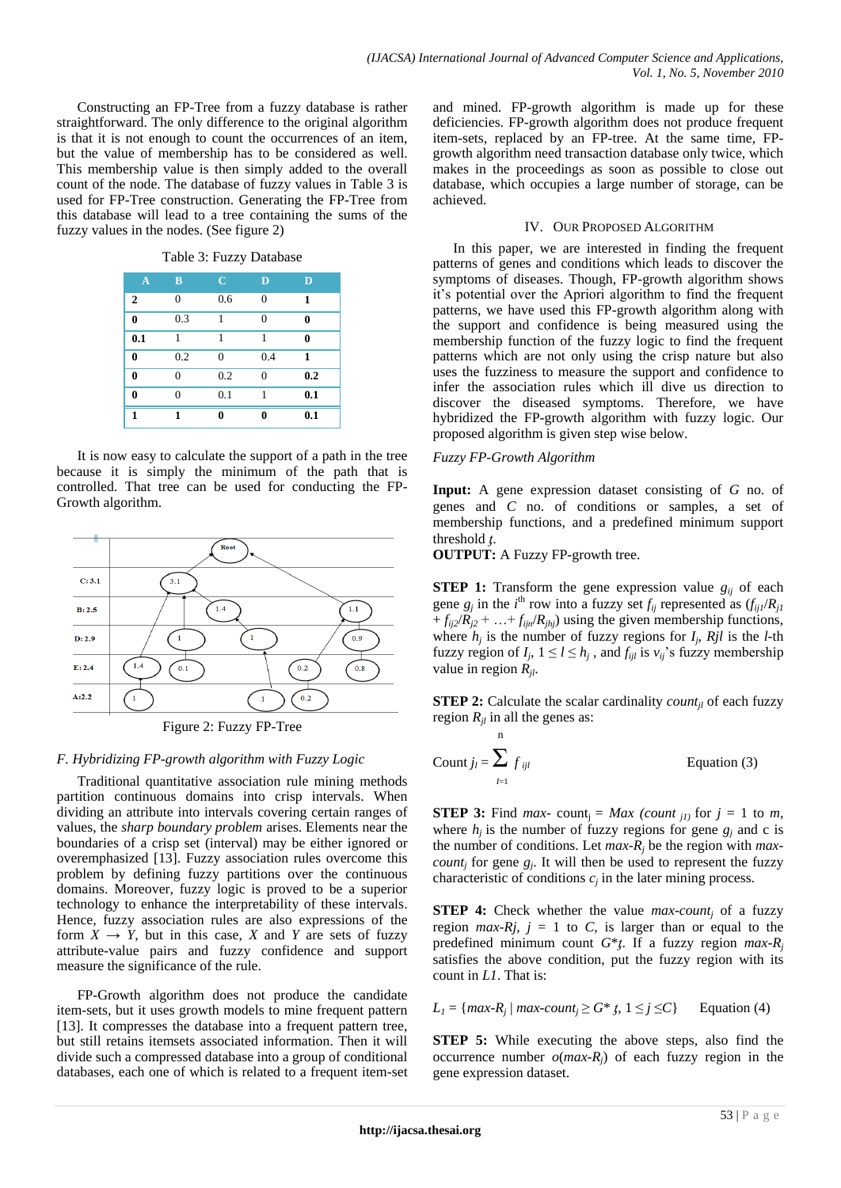Constructing an FP-Tree from a fuzzy database is rather straightforward. The only difference to the original algorithm is that it is not enough to count the occurrences of an item, but the value of membership has to be considered as well. This membership value is then simply added to the overall count of the node. The database of fuzzy values in Table 3 is used for FP-Tree construction. Generating the FP-Tree from this database will lead to a tree containing the sums of the fuzzy values in the nodes. (See figure 2)

Table 3: Fuzzy Database

| A | B | C | D | D |
|---|---|---|---|---|
| 2 | 0 | 0.6 | 0 | 1 |
| 0 | 0.3 | 1 | 0 | 0 |
| 0.1 | 1 | 1 | 1 | 0 |
| 0 | 0.2 | 0 | 0.4 | 1 |
| 0 | 0 | 0.2 | 0 | 0.2 |
| 0 | 0 | 0.1 | 1 | 0.1 |
| 1 | 1 | 0 | 0 | 0.1 |

It is now easy to calculate the support of a path in the tree because it is simply the minimum of the path that is controlled. That tree can be used for conducting the FP-Growth algorithm.

Figure 2: Fuzzy FP-Tree

### F. Hybridizing FP-growth algorithm with Fuzzy Logic

Traditional quantitative association rule mining methods partition continuous domains into crisp intervals. When dividing an attribute into intervals covering certain ranges of values, the *sharp boundary problem* arises. Elements near the boundaries of a crisp set (interval) may be either ignored or overemphasized [13]. Fuzzy association rules overcome this problem by defining fuzzy partitions over the continuous domains. Moreover, fuzzy logic is proved to be a superior technology to enhance the interpretability of these intervals. Hence, fuzzy association rules are also expressions of the form $X \rightarrow Y$, but in this case, $X$ and $Y$ are sets of fuzzy attribute-value pairs and fuzzy confidence and support measure the significance of the rule.

FP-Growth algorithm does not produce the candidate item-sets, but it uses growth models to mine frequent pattern [13]. It compresses the database into a frequent pattern tree, but still retains itemsets associated information. Then it will divide such a compressed database into a group of conditional databases, each one of which is related to a frequent item-set and mined. FP-growth algorithm is made up for these deficiencies. FP-growth algorithm does not produce frequent item-sets, replaced by an FP-tree. At the same time, FP-growth algorithm need transaction database only twice, which makes in the proceedings as soon as possible to close out database, which occupies a large number of storage, can be achieved.

## IV. Our Proposed Algorithm

In this paper, we are interested in finding the frequent patterns of genes and conditions which leads to discover the symptoms of diseases. Though, FP-growth algorithm shows it's potential over the Apriori algorithm to find the frequent patterns, we have used this FP-growth algorithm along with the support and confidence is being measured using the membership function of the fuzzy logic to find the frequent patterns which are not only using the crisp nature but also uses the fuzziness to measure the support and confidence to infer the association rules which ill dive us direction to discover the diseased symptoms. Therefore, we have hybridized the FP-growth algorithm with fuzzy logic. Our proposed algorithm is given step wise below.

*Fuzzy FP-Growth Algorithm*

**Input:** A gene expression dataset consisting of $G$ no. of genes and $C$ no. of conditions or samples, a set of membership functions, and a predefined minimum support threshold $ƫ$.

**OUTPUT:** A Fuzzy FP-growth tree.

**STEP 1:** Transform the gene expression value $g_{ij}$ of each gene $g_j$ in the $i^{th}$ row into a fuzzy set $f_{ij}$ represented as $(f_{ij1}/R_{j1} + f_{ij2}/R_{j2} + \ldots + f_{ijn}/R_{jhj})$ using the given membership functions, where $h_j$ is the number of fuzzy regions for $I_j$, $Rjl$ is the $l$-th fuzzy region of $I_j$, $1 \leq l \leq h_j$, and $f_{ijl}$ is $v_{ij}$'s fuzzy membership value in region $R_{jl}$.

**STEP 2:** Calculate the scalar cardinality $count_{jl}$ of each fuzzy region $R_{jl}$ in all the genes as:

$$\text{Count } j_l = \sum_{I=1}^{n} f_{ijl} \qquad \text{Equation (3)}$$

**STEP 3:** Find *max*- $\text{count}_j = Max\ (count_{\ j1)}$ for $j$ = 1 to $m$, where $h_j$ is the number of fuzzy regions for gene $g_j$ and c is the number of conditions. Let *max*-$R_j$ be the region with *max*-$count_j$ for gene $g_j$. It will then be used to represent the fuzzy characteristic of conditions $c_j$ in the later mining process.

**STEP 4:** Check whether the value *max*-$count_j$ of a fuzzy region *max*-$Rj$, $j$ = 1 to $C$, is larger than or equal to the predefined minimum count $G^*ƫ$. If a fuzzy region *max*-$R_j$ satisfies the above condition, put the fuzzy region with its count in $L1$. That is:

$$L_1 = \{max\text{-}R_j \mid max\text{-}count_j \geq G^* ƫ,\ 1 \leq j \leq C\} \qquad \text{Equation (4)}$$

**STEP 5:** While executing the above steps, also find the occurrence number $o(max\text{-}R_j)$ of each fuzzy region in the gene expression dataset.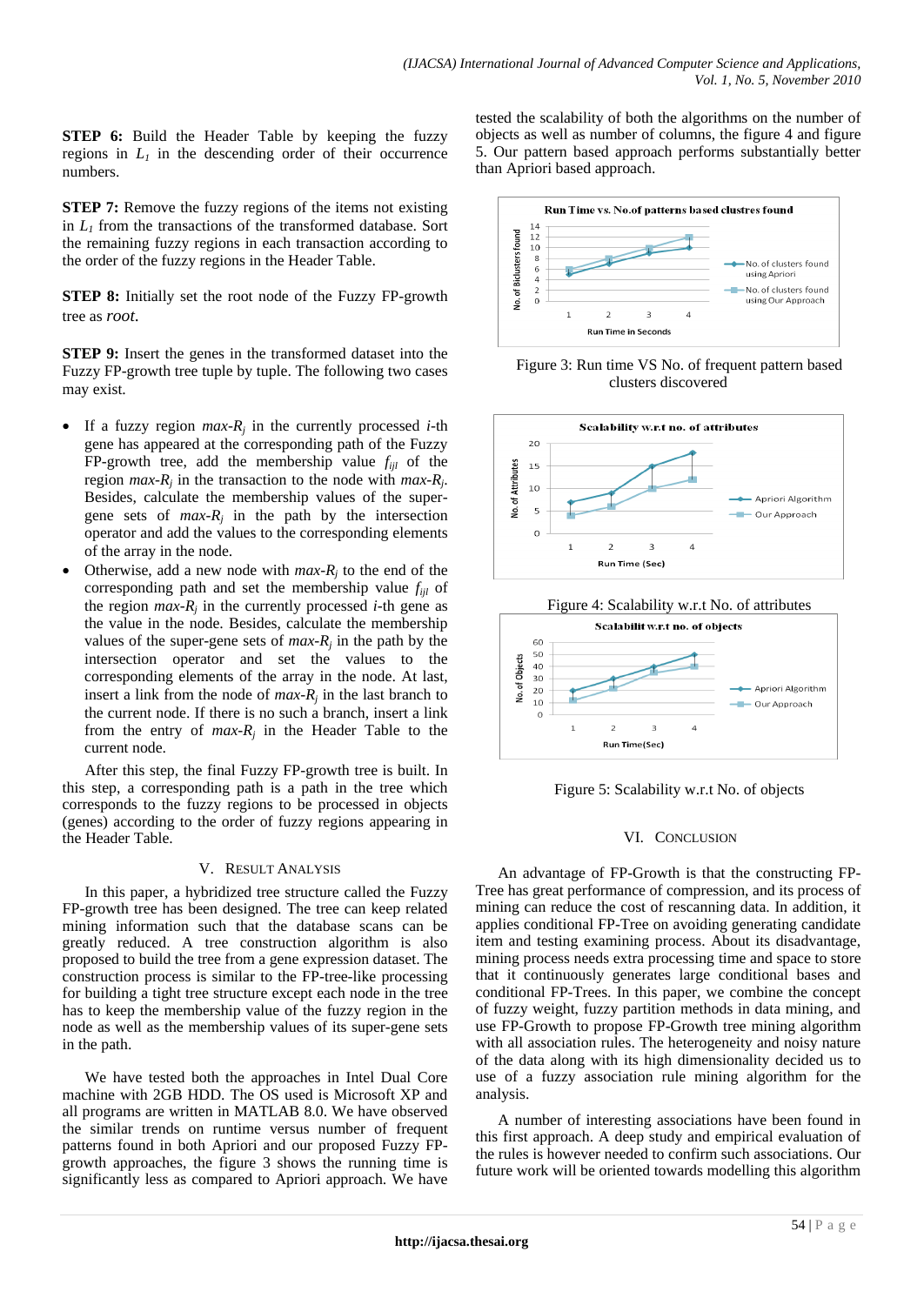**STEP 6:** Build the Header Table by keeping the fuzzy regions in $L_1$ in the descending order of their occurrence numbers.

**STEP 7:** Remove the fuzzy regions of the items not existing in $L_1$ from the transactions of the transformed database. Sort the remaining fuzzy regions in each transaction according to the order of the fuzzy regions in the Header Table.

**STEP 8:** Initially set the root node of the Fuzzy FP-growth tree as *root*.

**STEP 9:** Insert the genes in the transformed dataset into the Fuzzy FP-growth tree tuple by tuple. The following two cases may exist.

- If a fuzzy region $max\text{-}R_j$ in the currently processed $i$-th gene has appeared at the corresponding path of the Fuzzy FP-growth tree, add the membership value $f_{ijl}$ of the region $max\text{-}R_j$ in the transaction to the node with $max\text{-}R_j$. Besides, calculate the membership values of the super-gene sets of $max\text{-}R_j$ in the path by the intersection operator and add the values to the corresponding elements of the array in the node.
- Otherwise, add a new node with $max\text{-}R_j$ to the end of the corresponding path and set the membership value $f_{ijl}$ of the region $max\text{-}R_j$ in the currently processed $i$-th gene as the value in the node. Besides, calculate the membership values of the super-gene sets of $max\text{-}R_j$ in the path by the intersection operator and set the values to the corresponding elements of the array in the node. At last, insert a link from the node of $max\text{-}R_j$ in the last branch to the current node. If there is no such a branch, insert a link from the entry of $max\text{-}R_j$ in the Header Table to the current node.

After this step, the final Fuzzy FP-growth tree is built. In this step, a corresponding path is a path in the tree which corresponds to the fuzzy regions to be processed in objects (genes) according to the order of fuzzy regions appearing in the Header Table.

## V. Result Analysis

In this paper, a hybridized tree structure called the Fuzzy FP-growth tree has been designed. The tree can keep related mining information such that the database scans can be greatly reduced. A tree construction algorithm is also proposed to build the tree from a gene expression dataset. The construction process is similar to the FP-tree-like processing for building a tight tree structure except each node in the tree has to keep the membership value of the fuzzy region in the node as well as the membership values of its super-gene sets in the path.

We have tested both the approaches in Intel Dual Core machine with 2GB HDD. The OS used is Microsoft XP and all programs are written in MATLAB 8.0. We have observed the similar trends on runtime versus number of frequent patterns found in both Apriori and our proposed Fuzzy FP-growth approaches, the figure 3 shows the running time is significantly less as compared to Apriori approach. We have tested the scalability of both the algorithms on the number of objects as well as number of columns, the figure 4 and figure 5. Our pattern based approach performs substantially better than Apriori based approach.

Figure 3: Run time VS No. of frequent pattern based clusters discovered

Figure 4: Scalability w.r.t No. of attributes

Figure 5: Scalability w.r.t No. of objects

## VI. Conclusion

An advantage of FP-Growth is that the constructing FP-Tree has great performance of compression, and its process of mining can reduce the cost of rescanning data. In addition, it applies conditional FP-Tree on avoiding generating candidate item and testing examining process. About its disadvantage, mining process needs extra processing time and space to store that it continuously generates large conditional bases and conditional FP-Trees. In this paper, we combine the concept of fuzzy weight, fuzzy partition methods in data mining, and use FP-Growth to propose FP-Growth tree mining algorithm with all association rules. The heterogeneity and noisy nature of the data along with its high dimensionality decided us to use of a fuzzy association rule mining algorithm for the analysis.

A number of interesting associations have been found in this first approach. A deep study and empirical evaluation of the rules is however needed to confirm such associations. Our future work will be oriented towards modelling this algorithm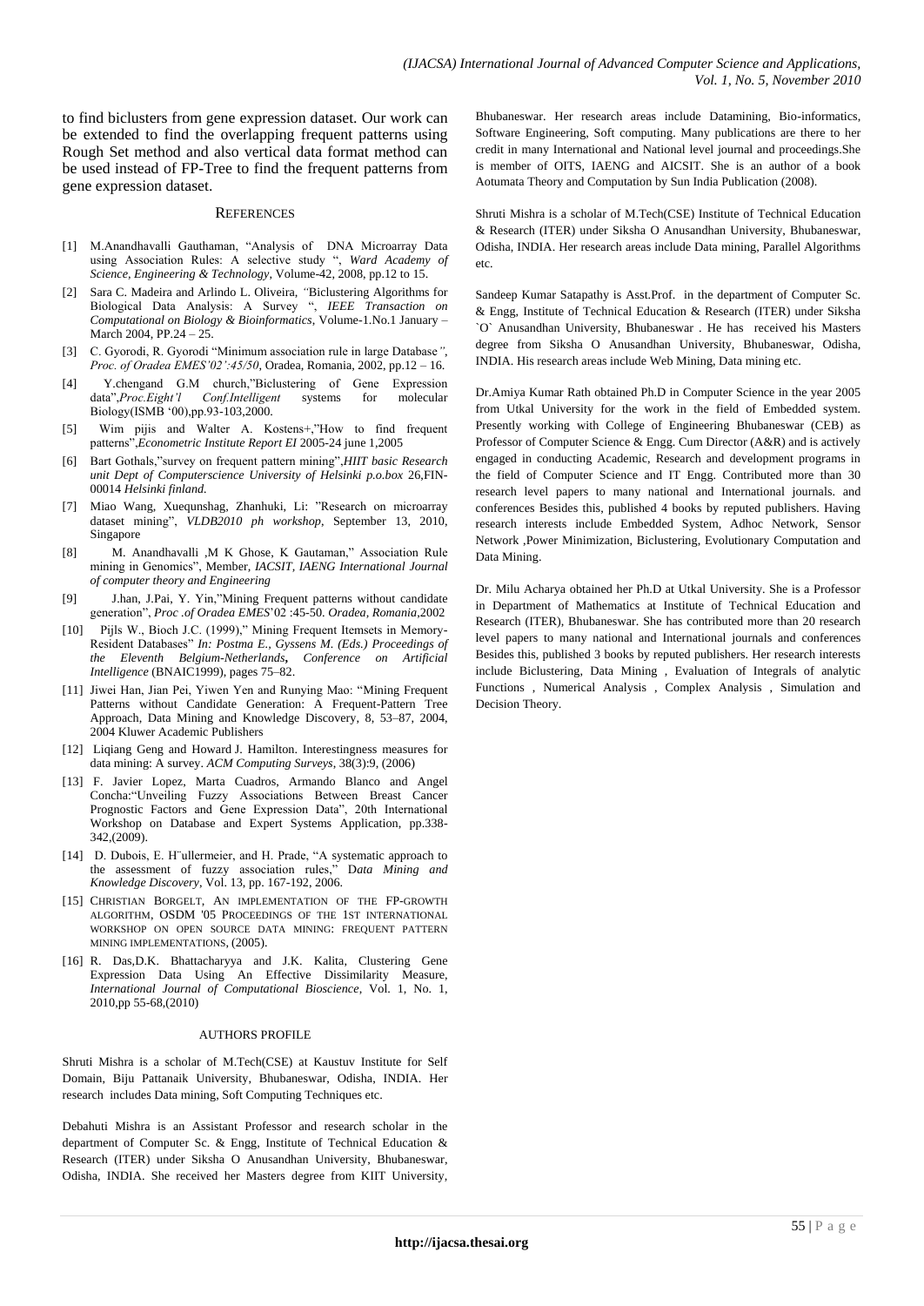to find biclusters from gene expression dataset. Our work can be extended to find the overlapping frequent patterns using Rough Set method and also vertical data format method can be used instead of FP-Tree to find the frequent patterns from gene expression dataset.

## REFERENCES

[1] M.Anandhavalli Gauthaman, "Analysis of DNA Microarray Data using Association Rules: A selective study ", *Ward Academy of Science, Engineering & Technology*, Volume-42, 2008, pp.12 to 15.

[2] Sara C. Madeira and Arlindo L. Oliveira, *"*Biclustering Algorithms for Biological Data Analysis: A Survey ", *IEEE Transaction on Computational on Biology & Bioinformatics*, Volume-1.No.1 January – March 2004, PP.24 – 25.

[3] C. Gyorodi, R. Gyorodi "Minimum association rule in large Database*"*, *Proc. of Oradea EMES'02':45/50*, Oradea, Romania, 2002, pp.12 – 16.

[4] Y.chengand G.M church,"Biclustering of Gene Expression data",*Proc.Eight'l Conf.Intelligent* systems for molecular Biology(ISMB '00),pp.93-103,2000.

[5] Wim pijis and Walter A. Kostens+,"How to find frequent patterns",*Econometric Institute Report EI* 2005-24 june 1,2005

[6] Bart Gothals,"survey on frequent pattern mining",*HIIT basic Research unit Dept of Computerscience University of Helsinki p.o.box* 26,FIN-00014 *Helsinki finland.*

[7] Miao Wang, Xuequnshag, Zhanhuki, Li: "Research on microarray dataset mining", *VLDB2010 ph workshop*, September 13, 2010, Singapore

[8] M. Anandhavalli ,M K Ghose, K Gautaman," Association Rule mining in Genomics", Member, *IACSIT, IAENG International Journal of computer theory and Engineering*

[9] J.han, J.Pai, Y. Yin,"Mining Frequent patterns without candidate generation", *Proc .of Oradea EMES*'02 :45-50. *Oradea, Romania*,2002

[10] Pijls W., Bioch J.C. (1999)," Mining Frequent Itemsets in Memory-Resident Databases" *In: Postma E., Gyssens M. (Eds.) Proceedings of the Eleventh Belgium-Netherlands***,** *Conference on Artificial Intelligence* (BNAIC1999), pages 75–82.

[11] Jiwei Han, Jian Pei, Yiwen Yen and Runying Mao: "Mining Frequent Patterns without Candidate Generation: A Frequent-Pattern Tree Approach, Data Mining and Knowledge Discovery, 8, 53–87, 2004, 2004 Kluwer Academic Publishers

[12] Liqiang Geng and Howard J. Hamilton. Interestingness measures for data mining: A survey. *ACM Computing Surveys*, 38(3):9, (2006)

[13] F. Javier Lopez, Marta Cuadros, Armando Blanco and Angel Concha:"Unveiling Fuzzy Associations Between Breast Cancer Prognostic Factors and Gene Expression Data", 20th International Workshop on Database and Expert Systems Application, pp.338-342,(2009).

[14] D. Dubois, E. H¨ullermeier, and H. Prade, "A systematic approach to the assessment of fuzzy association rules," D*ata Mining and Knowledge Discovery*, Vol. 13, pp. 167-192, 2006.

[15] CHRISTIAN BORGELT, AN IMPLEMENTATION OF THE FP-GROWTH ALGORITHM, OSDM '05 PROCEEDINGS OF THE 1ST INTERNATIONAL WORKSHOP ON OPEN SOURCE DATA MINING: FREQUENT PATTERN MINING IMPLEMENTATIONS, (2005).

[16] R. Das,D.K. Bhattacharyya and J.K. Kalita, Clustering Gene Expression Data Using An Effective Dissimilarity Measure, *International Journal of Computational Bioscience*, Vol. 1, No. 1, 2010,pp 55-68,(2010)

## AUTHORS PROFILE

Shruti Mishra is a scholar of M.Tech(CSE) at Kaustuv Institute for Self Domain, Biju Pattanaik University, Bhubaneswar, Odisha, INDIA. Her research includes Data mining, Soft Computing Techniques etc.

Debahuti Mishra is an Assistant Professor and research scholar in the department of Computer Sc. & Engg, Institute of Technical Education & Research (ITER) under Siksha O Anusandhan University, Bhubaneswar, Odisha, INDIA. She received her Masters degree from KIIT University, Bhubaneswar. Her research areas include Datamining, Bio-informatics, Software Engineering, Soft computing. Many publications are there to her credit in many International and National level journal and proceedings.She is member of OITS, IAENG and AICSIT. She is an author of a book Aotumata Theory and Computation by Sun India Publication (2008).

Shruti Mishra is a scholar of M.Tech(CSE) Institute of Technical Education & Research (ITER) under Siksha O Anusandhan University, Bhubaneswar, Odisha, INDIA. Her research areas include Data mining, Parallel Algorithms etc.

Sandeep Kumar Satapathy is Asst.Prof. in the department of Computer Sc. & Engg, Institute of Technical Education & Research (ITER) under Siksha `O` Anusandhan University, Bhubaneswar . He has received his Masters degree from Siksha O Anusandhan University, Bhubaneswar, Odisha, INDIA. His research areas include Web Mining, Data mining etc.

Dr.Amiya Kumar Rath obtained Ph.D in Computer Science in the year 2005 from Utkal University for the work in the field of Embedded system. Presently working with College of Engineering Bhubaneswar (CEB) as Professor of Computer Science & Engg. Cum Director (A&R) and is actively engaged in conducting Academic, Research and development programs in the field of Computer Science and IT Engg. Contributed more than 30 research level papers to many national and International journals. and conferences Besides this, published 4 books by reputed publishers. Having research interests include Embedded System, Adhoc Network, Sensor Network ,Power Minimization, Biclustering, Evolutionary Computation and Data Mining.

Dr. Milu Acharya obtained her Ph.D at Utkal University. She is a Professor in Department of Mathematics at Institute of Technical Education and Research (ITER), Bhubaneswar. She has contributed more than 20 research level papers to many national and International journals and conferences Besides this, published 3 books by reputed publishers. Her research interests include Biclustering, Data Mining , Evaluation of Integrals of analytic Functions , Numerical Analysis , Complex Analysis , Simulation and Decision Theory.